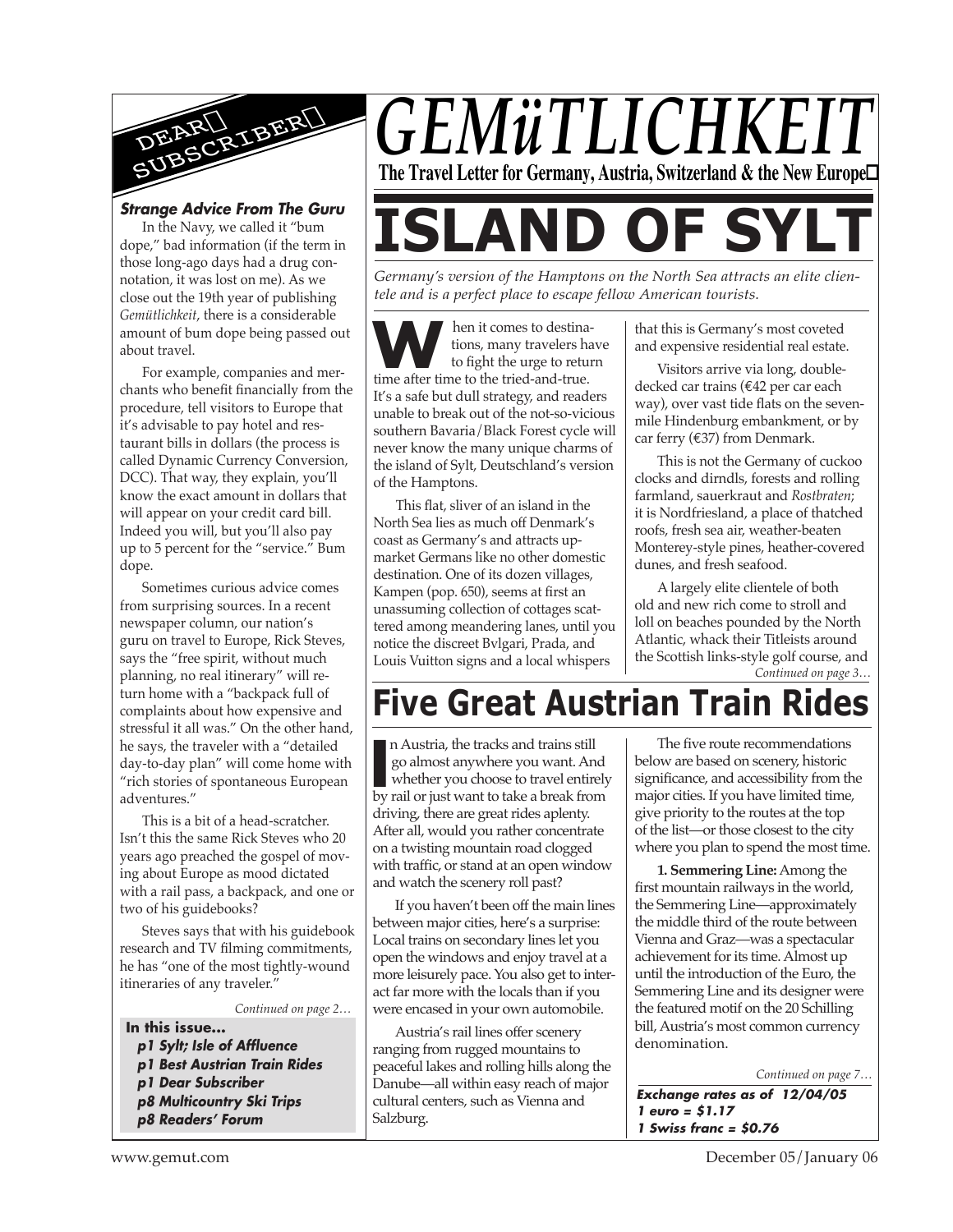# GEMüTLICHKEIT

**The Travel Letter for Germany, Austria, Switzerland & the New Europe**

## DEAR SUBSCRIBER

### *Strange Advice From The Guru*

In the Navy, we called it "bum dope," bad information (if the term in those long-ago days had a drug connotation, it was lost on me). As we close out the 19th year of publishing *Gemütlichkeit*, there is a considerable amount of bum dope being passed out about travel.

For example, companies and merchants who benefit financially from the procedure, tell visitors to Europe that it's advisable to pay hotel and restaurant bills in dollars (the process is called Dynamic Currency Conversion, DCC). That way, they explain, you'll know the exact amount in dollars that will appear on your credit card bill. Indeed you will, but you'll also pay up to 5 percent for the "service." Bum dope.

Sometimes curious advice comes from surprising sources. In a recent newspaper column, our nation's guru on travel to Europe, Rick Steves, says the "free spirit, without much planning, no real itinerary" will return home with a "backpack full of complaints about how expensive and stressful it all was." On the other hand, he says, the traveler with a "detailed day-to-day plan" will come home with "rich stories of spontaneous European adventures."

This is a bit of a head-scratcher. Isn't this the same Rick Steves who 20 years ago preached the gospel of moving about Europe as mood dictated with a rail pass, a backpack, and one or two of his guidebooks?

Steves says that with his guidebook research and TV filming commitments, he has "one of the most tightly-wound itineraries of any traveler."

*Continued on page 2…*

**In this issue…**

- ***p1 Sylt; Isle of Affluence***
- ***p1 Best Austrian Train Rides***
- ***p1 Dear Subscriber***
- ***p8 Multicountry Ski Trips***
- ***p8 Readers' Forum***

# ISLAND OF SYLT

*Germany's version of the Hamptons on the North Sea attracts an elite clientele and is a perfect place to escape fellow American tourists.*

When it comes to destinations, many travelers have to fight the urge to return time after time to the tried-and-true. It's a safe but dull strategy, and readers unable to break out of the not-so-vicious southern Bavaria/Black Forest cycle will never know the many unique charms of the island of Sylt, Deutschland's version of the Hamptons.

This flat, sliver of an island in the North Sea lies as much off Denmark's coast as Germany's and attracts upmarket Germans like no other domestic destination. One of its dozen villages, Kampen (pop. 650), seems at first an unassuming collection of cottages scattered among meandering lanes, until you notice the discreet Bvlgari, Prada, and Louis Vuitton signs and a local whispers that this is Germany's most coveted and expensive residential real estate.

Visitors arrive via long, double-decked car trains (€42 per car each way), over vast tide flats on the seven-mile Hindenburg embankment, or by car ferry (€37) from Denmark.

This is not the Germany of cuckoo clocks and dirndls, forests and rolling farmland, sauerkraut and *Rostbraten*; it is Nordfriesland, a place of thatched roofs, fresh sea air, weather-beaten Monterey-style pines, heather-covered dunes, and fresh seafood.

A largely elite clientele of both old and new rich come to stroll and loll on beaches pounded by the North Atlantic, whack their Titleists around the Scottish links-style golf course, and

*Continued on page 3…*

# Five Great Austrian Train Rides

In Austria, the tracks and trains still go almost anywhere you want. And whether you choose to travel entirely by rail or just want to take a break from driving, there are great rides aplenty. After all, would you rather concentrate on a twisting mountain road clogged with traffic, or stand at an open window and watch the scenery roll past?

If you haven't been off the main lines between major cities, here's a surprise: Local trains on secondary lines let you open the windows and enjoy travel at a more leisurely pace. You also get to interact far more with the locals than if you were encased in your own automobile.

Austria's rail lines offer scenery ranging from rugged mountains to peaceful lakes and rolling hills along the Danube—all within easy reach of major cultural centers, such as Vienna and Salzburg.

The five route recommendations below are based on scenery, historic significance, and accessibility from the major cities. If you have limited time, give priority to the routes at the top of the list—or those closest to the city where you plan to spend the most time.

**1. Semmering Line:** Among the first mountain railways in the world, the Semmering Line—approximately the middle third of the route between Vienna and Graz—was a spectacular achievement for its time. Almost up until the introduction of the Euro, the Semmering Line and its designer were the featured motif on the 20 Schilling bill, Austria's most common currency denomination.

*Continued on page 7…*

***Exchange rates as of 12/04/05***
***1 euro = $1.17***
***1 Swiss franc = $0.76***

www.gemut.com — December 05/January 06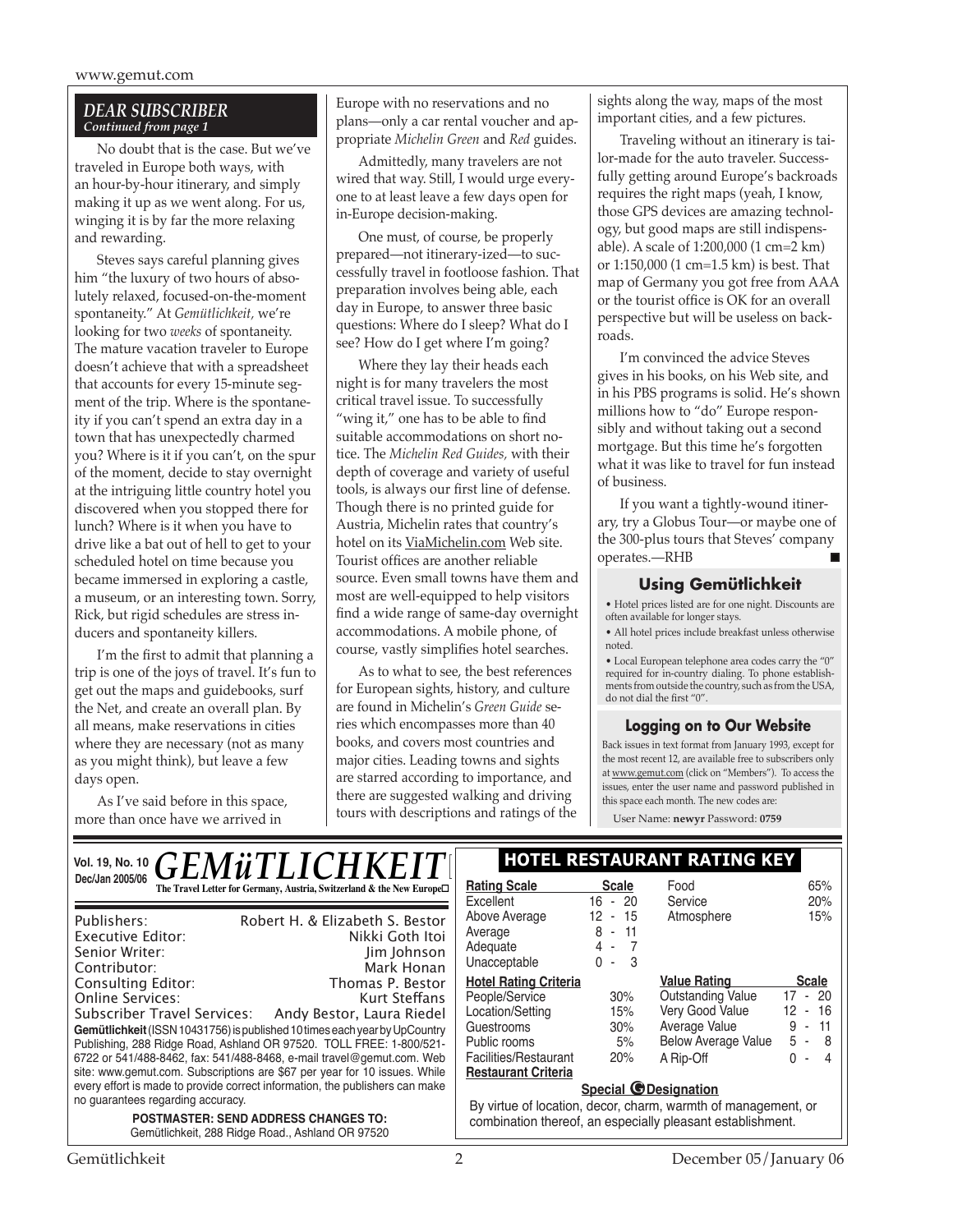## DEAR SUBSCRIBER
*Continued from page 1*

No doubt that is the case. But we've traveled in Europe both ways, with an hour-by-hour itinerary, and simply making it up as we went along. For us, winging it is by far the more relaxing and rewarding.

Steves says careful planning gives him "the luxury of two hours of absolutely relaxed, focused-on-the-moment spontaneity." At *Gemütlichkeit,* we're looking for two *weeks* of spontaneity. The mature vacation traveler to Europe doesn't achieve that with a spreadsheet that accounts for every 15-minute segment of the trip. Where is the spontaneity if you can't spend an extra day in a town that has unexpectedly charmed you? Where is it if you can't, on the spur of the moment, decide to stay overnight at the intriguing little country hotel you discovered when you stopped there for lunch? Where is it when you have to drive like a bat out of hell to get to your scheduled hotel on time because you became immersed in exploring a castle, a museum, or an interesting town. Sorry, Rick, but rigid schedules are stress inducers and spontaneity killers.

I'm the first to admit that planning a trip is one of the joys of travel. It's fun to get out the maps and guidebooks, surf the Net, and create an overall plan. By all means, make reservations in cities where they are necessary (not as many as you might think), but leave a few days open.

As I've said before in this space, more than once have we arrived in Europe with no reservations and no plans—only a car rental voucher and appropriate *Michelin Green* and *Red* guides.

Admittedly, many travelers are not wired that way. Still, I would urge everyone to at least leave a few days open for in-Europe decision-making.

One must, of course, be properly prepared—not itinerary-ized—to successfully travel in footloose fashion. That preparation involves being able, each day in Europe, to answer three basic questions: Where do I sleep? What do I see? How do I get where I'm going?

Where they lay their heads each night is for many travelers the most critical travel issue. To successfully "wing it," one has to be able to find suitable accommodations on short notice. The *Michelin Red Guides,* with their depth of coverage and variety of useful tools, is always our first line of defense. Though there is no printed guide for Austria, Michelin rates that country's hotel on its ViaMichelin.com Web site. Tourist offices are another reliable source. Even small towns have them and most are well-equipped to help visitors find a wide range of same-day overnight accommodations. A mobile phone, of course, vastly simplifies hotel searches.

As to what to see, the best references for European sights, history, and culture are found in Michelin's *Green Guide* series which encompasses more than 40 books, and covers most countries and major cities. Leading towns and sights are starred according to importance, and there are suggested walking and driving tours with descriptions and ratings of the sights along the way, maps of the most important cities, and a few pictures.

Traveling without an itinerary is tailor-made for the auto traveler. Successfully getting around Europe's backroads requires the right maps (yeah, I know, those GPS devices are amazing technology, but good maps are still indispensable). A scale of 1:200,000 (1 cm=2 km) or 1:150,000 (1 cm=1.5 km) is best. That map of Germany you got free from AAA or the tourist office is OK for an overall perspective but will be useless on backroads.

I'm convinced the advice Steves gives in his books, on his Web site, and in his PBS programs is solid. He's shown millions how to "do" Europe responsibly and without taking out a second mortgage. But this time he's forgotten what it was like to travel for fun instead of business.

If you want a tightly-wound itinerary, try a Globus Tour—or maybe one of the 300-plus tours that Steves' company operates.—RHB ■

### Using Gemütlichkeit

- Hotel prices listed are for one night. Discounts are often available for longer stays.
- All hotel prices include breakfast unless otherwise noted.
- Local European telephone area codes carry the "0" required for in-country dialing. To phone establishments from outside the country, such as from the USA, do not dial the first "0".

### Logging on to Our Website

Back issues in text format from January 1993, except for the most recent 12, are available free to subscribers only at www.gemut.com (click on "Members"). To access the issues, enter the user name and password published in this space each month. The new codes are:

User Name: **newyr** Password: **0759**

---

**Vol. 19, No. 10**
**Dec/Jan 2005/06**

# GEMüTLICHKEIT

**The Travel Letter for Germany, Austria, Switzerland & the New Europe**

| | |
|---|---|
| Publishers: | Robert H. & Elizabeth S. Bestor |
| Executive Editor: | Nikki Goth Itoi |
| Senior Writer: | Jim Johnson |
| Contributor: | Mark Honan |
| Consulting Editor: | Thomas P. Bestor |
| Online Services: | Kurt Steffans |
| Subscriber Travel Services: | Andy Bestor, Laura Riedel |

**Gemütlichkeit** (ISSN 10431756) is published 10 times each year by UpCountry Publishing, 288 Ridge Road, Ashland OR 97520. TOLL FREE: 1-800/521-6722 or 541/488-8462, fax: 541/488-8468, e-mail travel@gemut.com. Web site: www.gemut.com. Subscriptions are $67 per year for 10 issues. While every effort is made to provide correct information, the publishers can make no guarantees regarding accuracy.

**POSTMASTER: SEND ADDRESS CHANGES TO:**
Gemütlichkeit, 288 Ridge Road., Ashland OR 97520

### HOTEL RESTAURANT RATING KEY

| Rating Scale | Scale |
|---|---|
| Excellent | 16 - 20 |
| Above Average | 12 - 15 |
| Average | 8 - 11 |
| Adequate | 4 - 7 |
| Unacceptable | 0 - 3 |

| Hotel Rating Criteria | |
|---|---|
| People/Service | 30% |
| Location/Setting | 15% |
| Guestrooms | 30% |
| Public rooms | 5% |
| Facilities/Restaurant | 20% |

| Restaurant Criteria | |
|---|---|
| Food | 65% |
| Service | 20% |
| Atmosphere | 15% |

| Value Rating | Scale |
|---|---|
| Outstanding Value | 17 - 20 |
| Very Good Value | 12 - 16 |
| Average Value | 9 - 11 |
| Below Average Value | 5 - 8 |
| A Rip-Off | 0 - 4 |

**Special G Designation**

By virtue of location, decor, charm, warmth of management, or combination thereof, an especially pleasant establishment.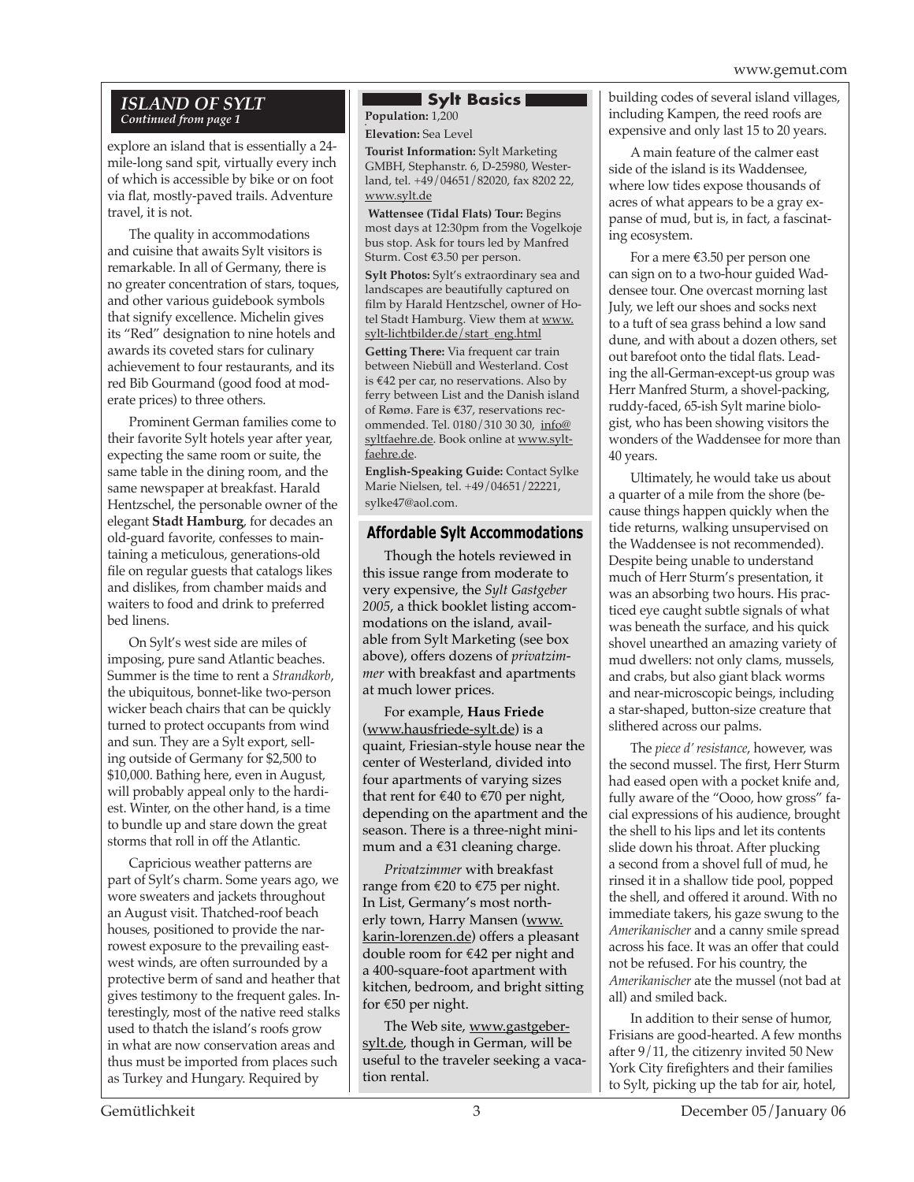## ISLAND OF SYLT

*Continued from page 1*

explore an island that is essentially a 24-mile-long sand spit, virtually every inch of which is accessible by bike or on foot via flat, mostly-paved trails. Adventure travel, it is not.

The quality in accommodations and cuisine that awaits Sylt visitors is remarkable. In all of Germany, there is no greater concentration of stars, toques, and other various guidebook symbols that signify excellence. Michelin gives its "Red" designation to nine hotels and awards its coveted stars for culinary achievement to four restaurants, and its red Bib Gourmand (good food at moderate prices) to three others.

Prominent German families come to their favorite Sylt hotels year after year, expecting the same room or suite, the same table in the dining room, and the same newspaper at breakfast. Harald Hentzschel, the personable owner of the elegant **Stadt Hamburg**, for decades an old-guard favorite, confesses to maintaining a meticulous, generations-old file on regular guests that catalogs likes and dislikes, from chamber maids and waiters to food and drink to preferred bed linens.

On Sylt's west side are miles of imposing, pure sand Atlantic beaches. Summer is the time to rent a *Strandkorb*, the ubiquitous, bonnet-like two-person wicker beach chairs that can be quickly turned to protect occupants from wind and sun. They are a Sylt export, selling outside of Germany for $2,500 to $10,000. Bathing here, even in August, will probably appeal only to the hardiest. Winter, on the other hand, is a time to bundle up and stare down the great storms that roll in off the Atlantic.

Capricious weather patterns are part of Sylt's charm. Some years ago, we wore sweaters and jackets throughout an August visit. Thatched-roof beach houses, positioned to provide the narrowest exposure to the prevailing east-west winds, are often surrounded by a protective berm of sand and heather that gives testimony to the frequent gales. Interestingly, most of the native reed stalks used to thatch the island's roofs grow in what are now conservation areas and thus must be imported from places such as Turkey and Hungary. Required by building codes of several island villages, including Kampen, the reed roofs are expensive and only last 15 to 20 years.

A main feature of the calmer east side of the island is its Waddensee, where low tides expose thousands of acres of what appears to be a gray expanse of mud, but is, in fact, a fascinating ecosystem.

For a mere €3.50 per person one can sign on to a two-hour guided Waddensee tour. One overcast morning last July, we left our shoes and socks next to a tuft of sea grass behind a low sand dune, and with about a dozen others, set out barefoot onto the tidal flats. Leading the all-German-except-us group was Herr Manfred Sturm, a shovel-packing, ruddy-faced, 65-ish Sylt marine biologist, who has been showing visitors the wonders of the Waddensee for more than 40 years.

Ultimately, he would take us about a quarter of a mile from the shore (because things happen quickly when the tide returns, walking unsupervised on the Waddensee is not recommended). Despite being unable to understand much of Herr Sturm's presentation, it was an absorbing two hours. His practiced eye caught subtle signals of what was beneath the surface, and his quick shovel unearthed an amazing variety of mud dwellers: not only clams, mussels, and crabs, but also giant black worms and near-microscopic beings, including a star-shaped, button-size creature that slithered across our palms.

The *piece d' resistance*, however, was the second mussel. The first, Herr Sturm had eased open with a pocket knife and, fully aware of the "Oooo, how gross" facial expressions of his audience, brought the shell to his lips and let its contents slide down his throat. After plucking a second from a shovel full of mud, he rinsed it in a shallow tide pool, popped the shell, and offered it around. With no immediate takers, his gaze swung to the *Amerikanischer* and a canny smile spread across his face. It was an offer that could not be refused. For his country, the *Amerikanischer* ate the mussel (not bad at all) and smiled back.

In addition to their sense of humor, Frisians are good-hearted. A few months after 9/11, the citizenry invited 50 New York City firefighters and their families to Sylt, picking up the tab for air, hotel,

### Sylt Basics

**Population:** 1,200

**Elevation:** Sea Level

**Tourist Information:** Sylt Marketing GMBH, Stephanstr. 6, D-25980, Westerland, tel. +49/04651/82020, fax 8202 22, www.sylt.de

**Wattensee (Tidal Flats) Tour:** Begins most days at 12:30pm from the Vogelkoje bus stop. Ask for tours led by Manfred Sturm. Cost €3.50 per person.

**Sylt Photos:** Sylt's extraordinary sea and landscapes are beautifully captured on film by Harald Hentzschel, owner of Hotel Stadt Hamburg. View them at www.sylt-lichtbilder.de/start_eng.html

**Getting There:** Via frequent car train between Niebüll and Westerland. Cost is €42 per car, no reservations. Also by ferry between List and the Danish island of Rømø. Fare is €37, reservations recommended. Tel. 0180/310 30 30, info@syltfaehre.de. Book online at www.syltfaehre.de.

**English-Speaking Guide:** Contact Sylke Marie Nielsen, tel. +49/04651/22221, sylke47@aol.com.

### Affordable Sylt Accommodations

Though the hotels reviewed in this issue range from moderate to very expensive, the *Sylt Gastgeber 2005*, a thick booklet listing accommodations on the island, available from Sylt Marketing (see box above), offers dozens of *privatzimmer* with breakfast and apartments at much lower prices.

For example, **Haus Friede** (www.hausfriede-sylt.de) is a quaint, Friesian-style house near the center of Westerland, divided into four apartments of varying sizes that rent for €40 to €70 per night, depending on the apartment and the season. There is a three-night minimum and a €31 cleaning charge.

*Privatzimmer* with breakfast range from €20 to €75 per night. In List, Germany's most northerly town, Harry Mansen (www.karin-lorenzen.de) offers a pleasant double room for €42 per night and a 400-square-foot apartment with kitchen, bedroom, and bright sitting for €50 per night.

The Web site, www.gastgeber-sylt.de, though in German, will be useful to the traveler seeking a vacation rental.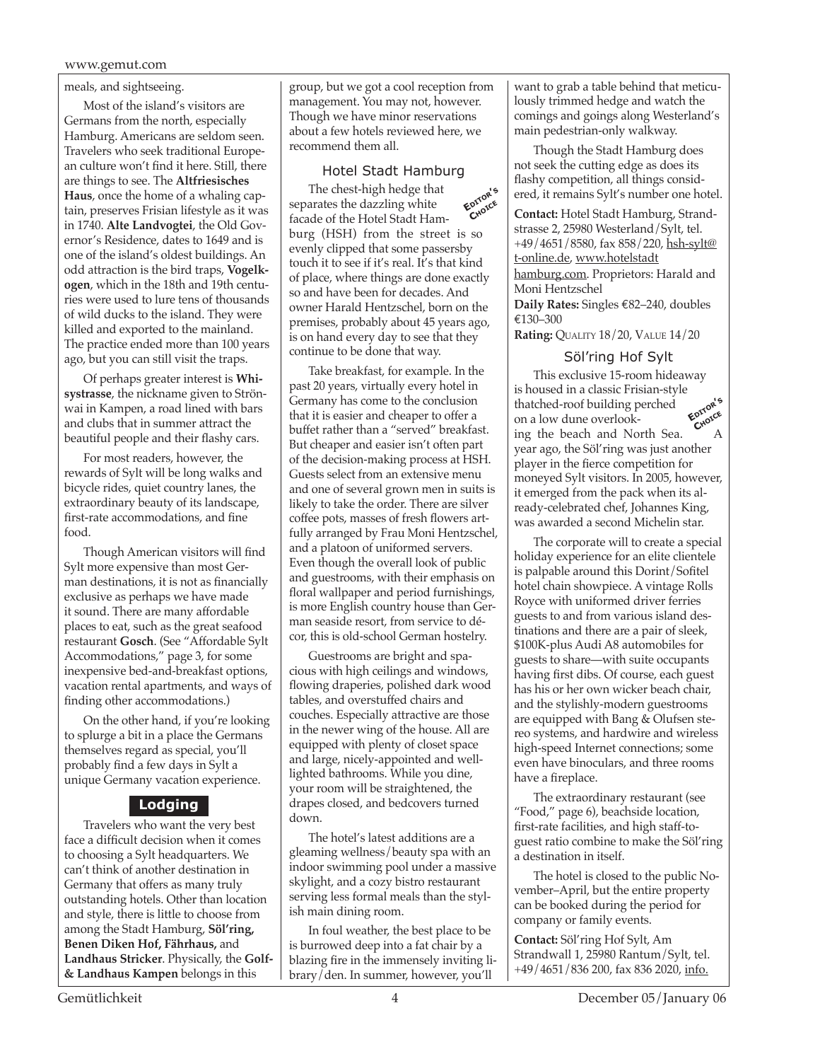meals, and sightseeing.

Most of the island's visitors are Germans from the north, especially Hamburg. Americans are seldom seen. Travelers who seek traditional European culture won't find it here. Still, there are things to see. The **Altfriesisches Haus**, once the home of a whaling captain, preserves Frisian lifestyle as it was in 1740. **Alte Landvogtei**, the Old Governor's Residence, dates to 1649 and is one of the island's oldest buildings. An odd attraction is the bird traps, **Vogelkogen**, which in the 18th and 19th centuries were used to lure tens of thousands of wild ducks to the island. They were killed and exported to the mainland. The practice ended more than 100 years ago, but you can still visit the traps.

Of perhaps greater interest is **Whisystrasse**, the nickname given to Strönwai in Kampen, a road lined with bars and clubs that in summer attract the beautiful people and their flashy cars.

For most readers, however, the rewards of Sylt will be long walks and bicycle rides, quiet country lanes, the extraordinary beauty of its landscape, first-rate accommodations, and fine food.

Though American visitors will find Sylt more expensive than most German destinations, it is not as financially exclusive as perhaps we have made it sound. There are many affordable places to eat, such as the great seafood restaurant **Gosch**. (See "Affordable Sylt Accommodations," page 3, for some inexpensive bed-and-breakfast options, vacation rental apartments, and ways of finding other accommodations.)

On the other hand, if you're looking to splurge a bit in a place the Germans themselves regard as special, you'll probably find a few days in Sylt a unique Germany vacation experience.

## Lodging

Travelers who want the very best face a difficult decision when it comes to choosing a Sylt headquarters. We can't think of another destination in Germany that offers as many truly outstanding hotels. Other than location and style, there is little to choose from among the Stadt Hamburg, **Söl'ring, Benen Diken Hof, Fährhaus,** and **Landhaus Stricker**. Physically, the **Golf- & Landhaus Kampen** belongs in this group, but we got a cool reception from management. You may not, however. Though we have minor reservations about a few hotels reviewed here, we recommend them all.

### Hotel Stadt Hamburg

*Editor's Choice*

The chest-high hedge that separates the dazzling white facade of the Hotel Stadt Hamburg (HSH) from the street is so evenly clipped that some passersby touch it to see if it's real. It's that kind of place, where things are done exactly so and have been for decades. And owner Harald Hentzschel, born on the premises, probably about 45 years ago, is on hand every day to see that they continue to be done that way.

Take breakfast, for example. In the past 20 years, virtually every hotel in Germany has come to the conclusion that it is easier and cheaper to offer a buffet rather than a "served" breakfast. But cheaper and easier isn't often part of the decision-making process at HSH. Guests select from an extensive menu and one of several grown men in suits is likely to take the order. There are silver coffee pots, masses of fresh flowers artfully arranged by Frau Moni Hentzschel, and a platoon of uniformed servers. Even though the overall look of public and guestrooms, with their emphasis on floral wallpaper and period furnishings, is more English country house than German seaside resort, from service to décor, this is old-school German hostelry.

Guestrooms are bright and spacious with high ceilings and windows, flowing draperies, polished dark wood tables, and overstuffed chairs and couches. Especially attractive are those in the newer wing of the house. All are equipped with plenty of closet space and large, nicely-appointed and well-lighted bathrooms. While you dine, your room will be straightened, the drapes closed, and bedcovers turned down.

The hotel's latest additions are a gleaming wellness/beauty spa with an indoor swimming pool under a massive skylight, and a cozy bistro restaurant serving less formal meals than the stylish main dining room.

In foul weather, the best place to be is burrowed deep into a fat chair by a blazing fire in the immensely inviting library/den. In summer, however, you'll want to grab a table behind that meticulously trimmed hedge and watch the comings and goings along Westerland's main pedestrian-only walkway.

Though the Stadt Hamburg does not seek the cutting edge as does its flashy competition, all things considered, it remains Sylt's number one hotel.

**Contact:** Hotel Stadt Hamburg, Strandstrasse 2, 25980 Westerland/Sylt, tel. +49/4651/8580, fax 858/220, hsh-sylt@t-online.de, www.hotelstadthamburg.com. Proprietors: Harald and Moni Hentzschel

**Daily Rates:** Singles €82–240, doubles €130–300

**Rating:** Quality 18/20, Value 14/20

### Söl'ring Hof Sylt

*Editor's Choice*

This exclusive 15-room hideaway is housed in a classic Frisian-style thatched-roof building perched on a low dune overlooking the beach and North Sea. A year ago, the Söl'ring was just another player in the fierce competition for moneyed Sylt visitors. In 2005, however, it emerged from the pack when its already-celebrated chef, Johannes King, was awarded a second Michelin star.

The corporate will to create a special holiday experience for an elite clientele is palpable around this Dorint/Sofitel hotel chain showpiece. A vintage Rolls Royce with uniformed driver ferries guests to and from various island destinations and there are a pair of sleek, $100K-plus Audi A8 automobiles for guests to share—with suite occupants having first dibs. Of course, each guest has his or her own wicker beach chair, and the stylishly-modern guestrooms are equipped with Bang & Olufsen stereo systems, and hardwire and wireless high-speed Internet connections; some even have binoculars, and three rooms have a fireplace.

The extraordinary restaurant (see "Food," page 6), beachside location, first-rate facilities, and high staff-to-guest ratio combine to make the Söl'ring a destination in itself.

The hotel is closed to the public November–April, but the entire property can be booked during the period for company or family events.

**Contact:** Söl'ring Hof Sylt, Am Strandwall 1, 25980 Rantum/Sylt, tel. +49/4651/836 200, fax 836 2020, info.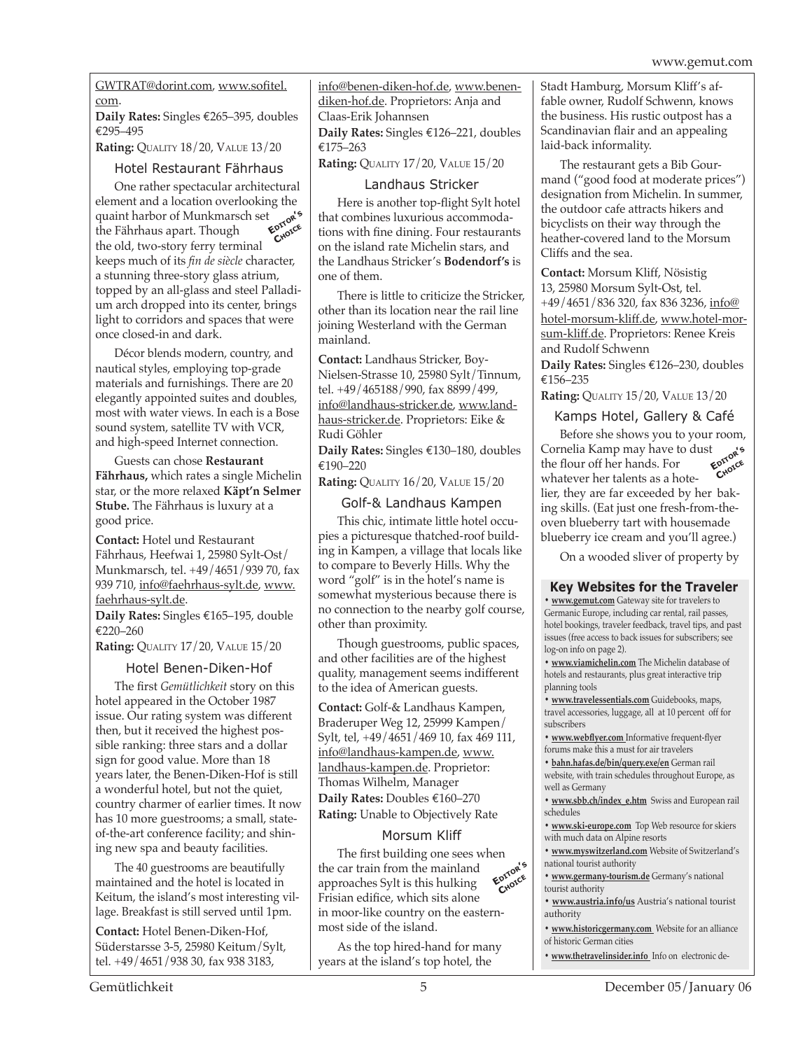GWTRAT@dorint.com, www.sofitel.com.

**Daily Rates:** Singles €265–395, doubles €295–495

**Rating:** QUALITY 18/20, VALUE 13/20

### Hotel Restaurant Fährhaus

One rather spectacular architectural element and a location overlooking the quaint harbor of Munkmarsch set the Fährhaus apart. Though the old, two-story ferry terminal keeps much of its *fin de siècle* character, a stunning three-story glass atrium, topped by an all-glass and steel Palladium arch dropped into its center, brings light to corridors and spaces that were once closed-in and dark.

EDITOR'S CHOICE

Décor blends modern, country, and nautical styles, employing top-grade materials and furnishings. There are 20 elegantly appointed suites and doubles, most with water views. In each is a Bose sound system, satellite TV with VCR, and high-speed Internet connection.

Guests can chose **Restaurant Fährhaus,** which rates a single Michelin star, or the more relaxed **Käpt'n Selmer Stube.** The Fährhaus is luxury at a good price.

**Contact:** Hotel und Restaurant Fährhaus, Heefwai 1, 25980 Sylt-Ost/Munkmarsch, tel. +49/4651/939 70, fax 939 710, info@faehrhaus-sylt.de, www.faehrhaus-sylt.de.

**Daily Rates:** Singles €165–195, double €220–260

**Rating:** QUALITY 17/20, VALUE 15/20

### Hotel Benen-Diken-Hof

The first *Gemütlichkeit* story on this hotel appeared in the October 1987 issue. Our rating system was different then, but it received the highest possible ranking: three stars and a dollar sign for good value. More than 18 years later, the Benen-Diken-Hof is still a wonderful hotel, but not the quiet, country charmer of earlier times. It now has 10 more guestrooms; a small, state-of-the-art conference facility; and shining new spa and beauty facilities.

The 40 guestrooms are beautifully maintained and the hotel is located in Keitum, the island's most interesting village. Breakfast is still served until 1pm.

**Contact:** Hotel Benen-Diken-Hof, Süderstarsse 3-5, 25980 Keitum/Sylt, tel. +49/4651/938 30, fax 938 3183, info@benen-diken-hof.de, www.benen-diken-hof.de. Proprietors: Anja and Claas-Erik Johannsen

**Daily Rates:** Singles €126–221, doubles €175–263

**Rating:** QUALITY 17/20, VALUE 15/20

### Landhaus Stricker

Here is another top-flight Sylt hotel that combines luxurious accommodations with fine dining. Four restaurants on the island rate Michelin stars, and the Landhaus Stricker's **Bodendorf's** is one of them.

There is little to criticize the Stricker, other than its location near the rail line joining Westerland with the German mainland.

**Contact:** Landhaus Stricker, Boy-Nielsen-Strasse 10, 25980 Sylt/Tinnum, tel. +49/465188/990, fax 8899/499, info@landhaus-stricker.de, www.landhaus-stricker.de. Proprietors: Eike & Rudi Göhler

**Daily Rates:** Singles €130–180, doubles €190–220

**Rating:** QUALITY 16/20, VALUE 15/20

### Golf-& Landhaus Kampen

This chic, intimate little hotel occupies a picturesque thatched-roof building in Kampen, a village that locals like to compare to Beverly Hills. Why the word "golf" is in the hotel's name is somewhat mysterious because there is no connection to the nearby golf course, other than proximity.

Though guestrooms, public spaces, and other facilities are of the highest quality, management seems indifferent to the idea of American guests.

**Contact:** Golf-& Landhaus Kampen, Braderuper Weg 12, 25999 Kampen/Sylt, tel, +49/4651/469 10, fax 469 111, info@landhaus-kampen.de, www.landhaus-kampen.de. Proprietor: Thomas Wilhelm, Manager

**Daily Rates:** Doubles €160–270

**Rating:** Unable to Objectively Rate

### Morsum Kliff

The first building one sees when the car train from the mainland approaches Sylt is this hulking Frisian edifice, which sits alone in moor-like country on the easternmost side of the island.

EDITOR'S CHOICE

As the top hired-hand for many years at the island's top hotel, the Stadt Hamburg, Morsum Kliff's affable owner, Rudolf Schwenn, knows the business. His rustic outpost has a Scandinavian flair and an appealing laid-back informality.

The restaurant gets a Bib Gourmand ("good food at moderate prices") designation from Michelin. In summer, the outdoor cafe attracts hikers and bicyclists on their way through the heather-covered land to the Morsum Cliffs and the sea.

**Contact:** Morsum Kliff, Nösistig 13, 25980 Morsum Sylt-Ost, tel. +49/4651/836 320, fax 836 3236, info@hotel-morsum-kliff.de, www.hotel-morsum-kliff.de. Proprietors: Renee Kreis and Rudolf Schwenn

**Daily Rates:** Singles €126–230, doubles €156–235

**Rating:** QUALITY 15/20, VALUE 13/20

### Kamps Hotel, Gallery & Café

Before she shows you to your room, Cornelia Kamp may have to dust the flour off her hands. For whatever her talents as a hotelier, they are far exceeded by her baking skills. (Eat just one fresh-from-the-oven blueberry tart with housemade blueberry ice cream and you'll agree.)

EDITOR'S CHOICE

On a wooded sliver of property by

### Key Websites for the Traveler

- **www.gemut.com** Gateway site for travelers to Germanic Europe, including car rental, rail passes, hotel bookings, traveler feedback, travel tips, and past issues (free access to back issues for subscribers; see log-on info on page 2).
- **www.viamichelin.com** The Michelin database of hotels and restaurants, plus great interactive trip planning tools
- **www.travelessentials.com** Guidebooks, maps, travel accessories, luggage, all at 10 percent off for subscribers
- **www.webflyer.com** Informative frequent-flyer forums make this a must for air travelers
- **bahn.hafas.de/bin/query.exe/en** German rail website, with train schedules throughout Europe, as well as Germany
- **www.sbb.ch/index_e.htm** Swiss and European rail schedules
- **www.ski-europe.com** Top Web resource for skiers with much data on Alpine resorts
- **www.myswitzerland.com** Website of Switzerland's national tourist authority
- **www.germany-tourism.de** Germany's national tourist authority
- **www.austria.info/us** Austria's national tourist authority
- **www.historicgermany.com** Website for an alliance of historic German cities
- **www.thetravelinsider.info** Info on electronic de-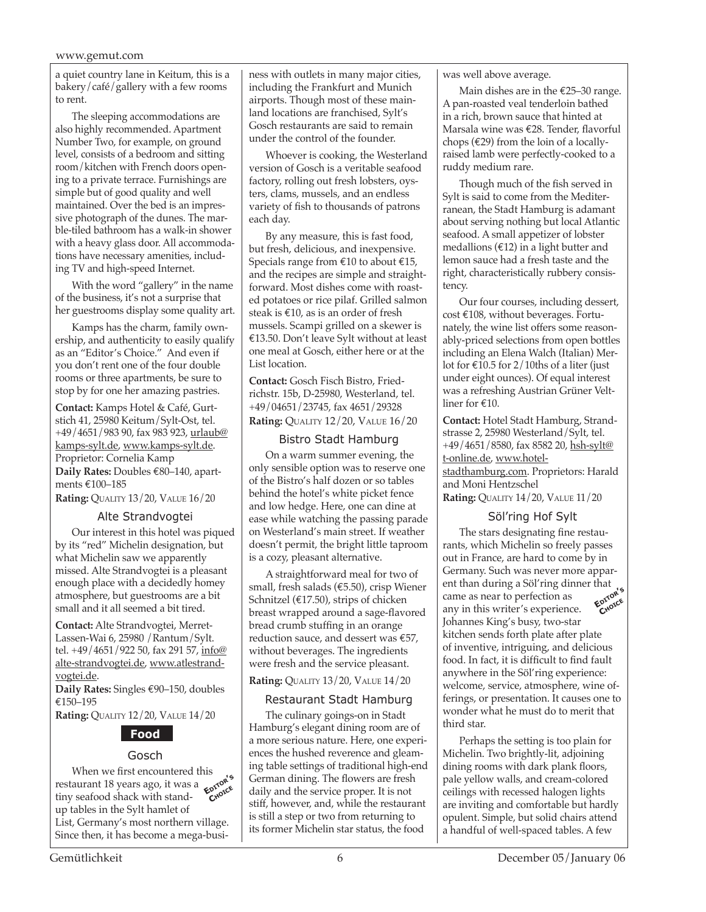a quiet country lane in Keitum, this is a bakery/café/gallery with a few rooms to rent.

The sleeping accommodations are also highly recommended. Apartment Number Two, for example, on ground level, consists of a bedroom and sitting room/kitchen with French doors opening to a private terrace. Furnishings are simple but of good quality and well maintained. Over the bed is an impressive photograph of the dunes. The marble-tiled bathroom has a walk-in shower with a heavy glass door. All accommodations have necessary amenities, including TV and high-speed Internet.

With the word "gallery" in the name of the business, it's not a surprise that her guestrooms display some quality art.

Kamps has the charm, family ownership, and authenticity to easily qualify as an "Editor's Choice." And even if you don't rent one of the four double rooms or three apartments, be sure to stop by for one her amazing pastries.

**Contact:** Kamps Hotel & Café, Gurtstich 41, 25980 Keitum/Sylt-Ost, tel. +49/4651/983 90, fax 983 923, urlaub@kamps-sylt.de, www.kamps-sylt.de. Proprietor: Cornelia Kamp
**Daily Rates:** Doubles €80–140, apartments €100–185
**Rating:** QUALITY 13/20, VALUE 16/20

### Alte Strandvogtei

Our interest in this hotel was piqued by its "red" Michelin designation, but what Michelin saw we apparently missed. Alte Strandvogtei is a pleasant enough place with a decidedly homey atmosphere, but guestrooms are a bit small and it all seemed a bit tired.

**Contact:** Alte Strandvogtei, Merret-Lassen-Wai 6, 25980 /Rantum/Sylt. tel. +49/4651/922 50, fax 291 57, info@alte-strandvogtei.de, www.atlestrandvogtei.de.
**Daily Rates:** Singles €90–150, doubles €150–195
**Rating:** QUALITY 12/20, VALUE 14/20

## Food

### Gosch

EDITOR'S CHOICE

When we first encountered this restaurant 18 years ago, it was a tiny seafood shack with stand-up tables in the Sylt hamlet of List, Germany's most northern village. Since then, it has become a mega-business with outlets in many major cities, including the Frankfurt and Munich airports. Though most of these mainland locations are franchised, Sylt's Gosch restaurants are said to remain under the control of the founder.

Whoever is cooking, the Westerland version of Gosch is a veritable seafood factory, rolling out fresh lobsters, oysters, clams, mussels, and an endless variety of fish to thousands of patrons each day.

By any measure, this is fast food, but fresh, delicious, and inexpensive. Specials range from €10 to about €15, and the recipes are simple and straightforward. Most dishes come with roasted potatoes or rice pilaf. Grilled salmon steak is €10, as is an order of fresh mussels. Scampi grilled on a skewer is €13.50. Don't leave Sylt without at least one meal at Gosch, either here or at the List location.

**Contact:** Gosch Fisch Bistro, Friedrichstr. 15b, D-25980, Westerland, tel. +49/04651/23745, fax 4651/29328
**Rating:** QUALITY 12/20, VALUE 16/20

### Bistro Stadt Hamburg

On a warm summer evening, the only sensible option was to reserve one of the Bistro's half dozen or so tables behind the hotel's white picket fence and low hedge. Here, one can dine at ease while watching the passing parade on Westerland's main street. If weather doesn't permit, the bright little taproom is a cozy, pleasant alternative.

A straightforward meal for two of small, fresh salads (€5.50), crisp Wiener Schnitzel (€17.50), strips of chicken breast wrapped around a sage-flavored bread crumb stuffing in an orange reduction sauce, and dessert was €57, without beverages. The ingredients were fresh and the service pleasant.

**Rating:** QUALITY 13/20, VALUE 14/20

### Restaurant Stadt Hamburg

The culinary goings-on in Stadt Hamburg's elegant dining room are of a more serious nature. Here, one experiences the hushed reverence and gleaming table settings of traditional high-end German dining. The flowers are fresh daily and the service proper. It is not stiff, however, and, while the restaurant is still a step or two from returning to its former Michelin star status, the food was well above average.

Main dishes are in the €25–30 range. A pan-roasted veal tenderloin bathed in a rich, brown sauce that hinted at Marsala wine was €28. Tender, flavorful chops (€29) from the loin of a locally-raised lamb were perfectly-cooked to a ruddy medium rare.

Though much of the fish served in Sylt is said to come from the Mediterranean, the Stadt Hamburg is adamant about serving nothing but local Atlantic seafood. A small appetizer of lobster medallions (€12) in a light butter and lemon sauce had a fresh taste and the right, characteristically rubbery consistency.

Our four courses, including dessert, cost €108, without beverages. Fortunately, the wine list offers some reasonably-priced selections from open bottles including an Elena Walch (Italian) Merlot for €10.5 for 2/10ths of a liter (just under eight ounces). Of equal interest was a refreshing Austrian Grüner Veltliner for €10.

**Contact:** Hotel Stadt Hamburg, Strandstrasse 2, 25980 Westerland/Sylt, tel. +49/4651/8580, fax 8582 20, hsh-sylt@t-online.de, www.hotel-stadthamburg.com. Proprietors: Harald and Moni Hentzschel
**Rating:** QUALITY 14/20, VALUE 11/20

### Söl'ring Hof Sylt

EDITOR'S CHOICE

The stars designating fine restaurants, which Michelin so freely passes out in France, are hard to come by in Germany. Such was never more apparent than during a Söl'ring dinner that came as near to perfection as any in this writer's experience. Johannes King's busy, two-star kitchen sends forth plate after plate of inventive, intriguing, and delicious food. In fact, it is difficult to find fault anywhere in the Söl'ring experience: welcome, service, atmosphere, wine offerings, or presentation. It causes one to wonder what he must do to merit that third star.

Perhaps the setting is too plain for Michelin. Two brightly-lit, adjoining dining rooms with dark plank floors, pale yellow walls, and cream-colored ceilings with recessed halogen lights are inviting and comfortable but hardly opulent. Simple, but solid chairs attend a handful of well-spaced tables. A few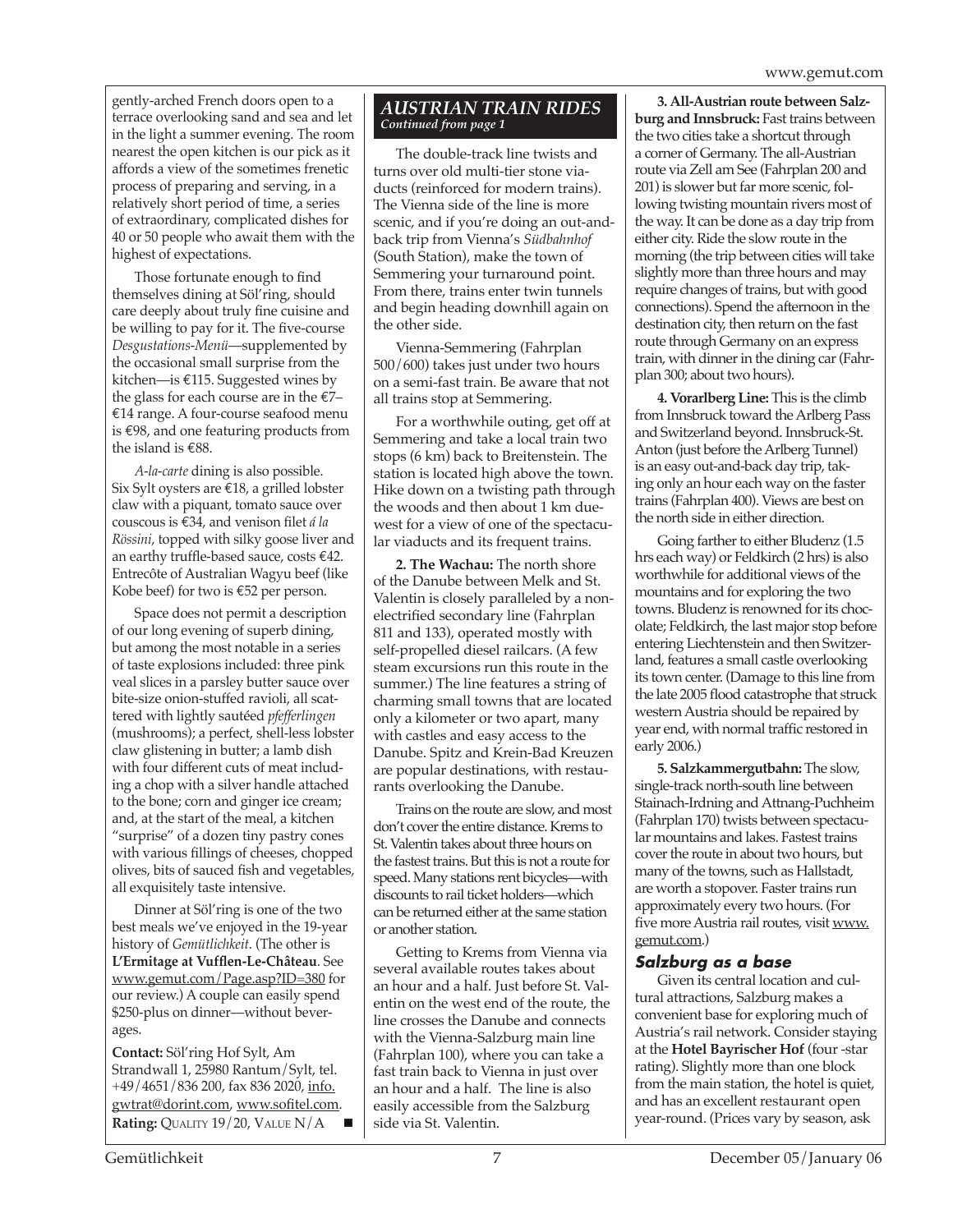gently-arched French doors open to a terrace overlooking sand and sea and let in the light a summer evening. The room nearest the open kitchen is our pick as it affords a view of the sometimes frenetic process of preparing and serving, in a relatively short period of time, a series of extraordinary, complicated dishes for 40 or 50 people who await them with the highest of expectations.

Those fortunate enough to find themselves dining at Söl'ring, should care deeply about truly fine cuisine and be willing to pay for it. The five-course *Desgustations-Menü*—supplemented by the occasional small surprise from the kitchen—is €115. Suggested wines by the glass for each course are in the €7–€14 range. A four-course seafood menu is €98, and one featuring products from the island is €88.

*A-la-carte* dining is also possible. Six Sylt oysters are €18, a grilled lobster claw with a piquant, tomato sauce over couscous is €34, and venison filet *á la Rössini*, topped with silky goose liver and an earthy truffle-based sauce, costs €42. Entrecôte of Australian Wagyu beef (like Kobe beef) for two is €52 per person.

Space does not permit a description of our long evening of superb dining, but among the most notable in a series of taste explosions included: three pink veal slices in a parsley butter sauce over bite-size onion-stuffed ravioli, all scattered with lightly sautéed *pfefferlingen* (mushrooms); a perfect, shell-less lobster claw glistening in butter; a lamb dish with four different cuts of meat including a chop with a silver handle attached to the bone; corn and ginger ice cream; and, at the start of the meal, a kitchen "surprise" of a dozen tiny pastry cones with various fillings of cheeses, chopped olives, bits of sauced fish and vegetables, all exquisitely taste intensive.

Dinner at Söl'ring is one of the two best meals we've enjoyed in the 19-year history of *Gemütlichkeit*. (The other is **L'Ermitage at Vufflen-Le-Château**. See www.gemut.com/Page.asp?ID=380 for our review.) A couple can easily spend $250-plus on dinner—without beverages.

**Contact:** Söl'ring Hof Sylt, Am Strandwall 1, 25980 Rantum/Sylt, tel. +49/4651/836 200, fax 836 2020, info.gwtrat@dorint.com, www.sofitel.com.
**Rating:** QUALITY 19/20, VALUE N/A

## AUSTRIAN TRAIN RIDES
*Continued from page 1*

The double-track line twists and turns over old multi-tier stone viaducts (reinforced for modern trains). The Vienna side of the line is more scenic, and if you're doing an out-and-back trip from Vienna's *Südbahnhof* (South Station), make the town of Semmering your turnaround point. From there, trains enter twin tunnels and begin heading downhill again on the other side.

Vienna-Semmering (Fahrplan 500/600) takes just under two hours on a semi-fast train. Be aware that not all trains stop at Semmering.

For a worthwhile outing, get off at Semmering and take a local train two stops (6 km) back to Breitenstein. The station is located high above the town. Hike down on a twisting path through the woods and then about 1 km due-west for a view of one of the spectacular viaducts and its frequent trains.

**2. The Wachau:** The north shore of the Danube between Melk and St. Valentin is closely paralleled by a non-electrified secondary line (Fahrplan 811 and 133), operated mostly with self-propelled diesel railcars. (A few steam excursions run this route in the summer.) The line features a string of charming small towns that are located only a kilometer or two apart, many with castles and easy access to the Danube. Spitz and Krein-Bad Kreuzen are popular destinations, with restaurants overlooking the Danube.

Trains on the route are slow, and most don't cover the entire distance. Krems to St. Valentin takes about three hours on the fastest trains. But this is not a route for speed. Many stations rent bicycles—with discounts to rail ticket holders—which can be returned either at the same station or another station.

Getting to Krems from Vienna via several available routes takes about an hour and a half. Just before St. Valentin on the west end of the route, the line crosses the Danube and connects with the Vienna-Salzburg main line (Fahrplan 100), where you can take a fast train back to Vienna in just over an hour and a half. The line is also easily accessible from the Salzburg side via St. Valentin.

**3. All-Austrian route between Salzburg and Innsbruck:** Fast trains between the two cities take a shortcut through a corner of Germany. The all-Austrian route via Zell am See (Fahrplan 200 and 201) is slower but far more scenic, following twisting mountain rivers most of the way. It can be done as a day trip from either city. Ride the slow route in the morning (the trip between cities will take slightly more than three hours and may require changes of trains, but with good connections). Spend the afternoon in the destination city, then return on the fast route through Germany on an express train, with dinner in the dining car (Fahrplan 300; about two hours).

**4. Vorarlberg Line:** This is the climb from Innsbruck toward the Arlberg Pass and Switzerland beyond. Innsbruck-St. Anton (just before the Arlberg Tunnel) is an easy out-and-back day trip, taking only an hour each way on the faster trains (Fahrplan 400). Views are best on the north side in either direction.

Going farther to either Bludenz (1.5 hrs each way) or Feldkirch (2 hrs) is also worthwhile for additional views of the mountains and for exploring the two towns. Bludenz is renowned for its chocolate; Feldkirch, the last major stop before entering Liechtenstein and then Switzerland, features a small castle overlooking its town center. (Damage to this line from the late 2005 flood catastrophe that struck western Austria should be repaired by year end, with normal traffic restored in early 2006.)

**5. Salzkammergutbahn:** The slow, single-track north-south line between Stainach-Irdning and Attnang-Puchheim (Fahrplan 170) twists between spectacular mountains and lakes. Fastest trains cover the route in about two hours, but many of the towns, such as Hallstadt, are worth a stopover. Faster trains run approximately every two hours. (For five more Austria rail routes, visit www.gemut.com.)

### Salzburg as a base

Given its central location and cultural attractions, Salzburg makes a convenient base for exploring much of Austria's rail network. Consider staying at the **Hotel Bayrischer Hof** (four -star rating). Slightly more than one block from the main station, the hotel is quiet, and has an excellent restaurant open year-round. (Prices vary by season, ask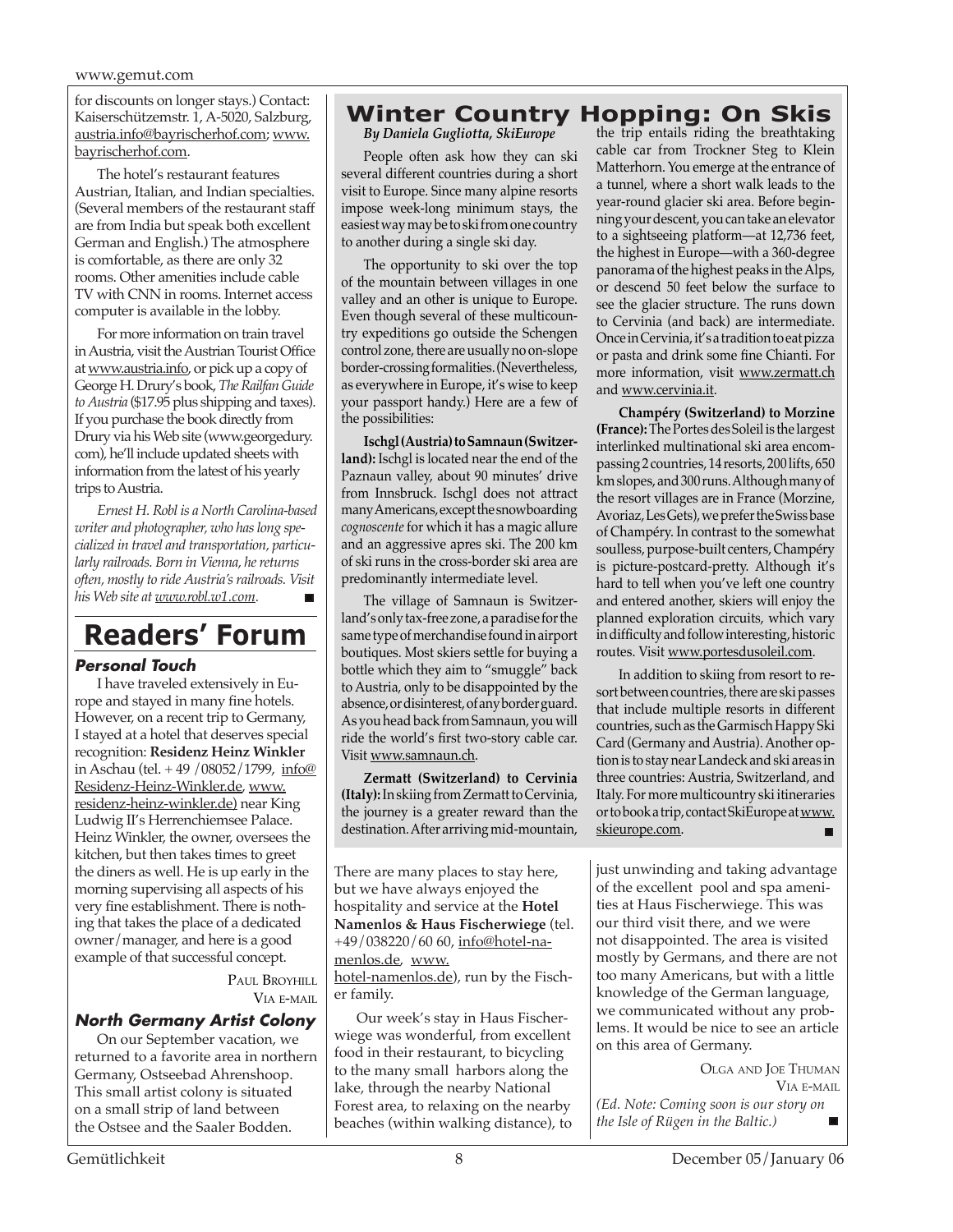for discounts on longer stays.) Contact: Kaiserschützemstr. 1, A-5020, Salzburg, austria.info@bayrischerhof.com; www.bayrischerhof.com.

The hotel's restaurant features Austrian, Italian, and Indian specialties. (Several members of the restaurant staff are from India but speak both excellent German and English.) The atmosphere is comfortable, as there are only 32 rooms. Other amenities include cable TV with CNN in rooms. Internet access computer is available in the lobby.

For more information on train travel in Austria, visit the Austrian Tourist Office at www.austria.info, or pick up a copy of George H. Drury's book, *The Railfan Guide to Austria* ($17.95 plus shipping and taxes). If you purchase the book directly from Drury via his Web site (www.georgedury.com), he'll include updated sheets with information from the latest of his yearly trips to Austria.

*Ernest H. Robl is a North Carolina-based writer and photographer, who has long specialized in travel and transportation, particularly railroads. Born in Vienna, he returns often, mostly to ride Austria's railroads. Visit his Web site at www.robl.w1.com.*

# Readers' Forum

### Personal Touch

I have traveled extensively in Europe and stayed in many fine hotels. However, on a recent trip to Germany, I stayed at a hotel that deserves special recognition: **Residenz Heinz Winkler** in Aschau (tel. + 49 /08052/1799, info@Residenz-Heinz-Winkler.de, www.residenz-heinz-winkler.de) near King Ludwig II's Herrenchiemsee Palace. Heinz Winkler, the owner, oversees the kitchen, but then takes times to greet the diners as well. He is up early in the morning supervising all aspects of his very fine establishment. There is nothing that takes the place of a dedicated owner/manager, and here is a good example of that successful concept.

Paul Broyhill
Via e-mail

### North Germany Artist Colony

On our September vacation, we returned to a favorite area in northern Germany, Ostseebad Ahrenshoop. This small artist colony is situated on a small strip of land between the Ostsee and the Saaler Bodden. There are many places to stay here, but we have always enjoyed the hospitality and service at the **Hotel Namenlos & Haus Fischerwiege** (tel. +49/038220/60 60, info@hotel-namenlos.de, www.hotel-namenlos.de), run by the Fischer family.

Our week's stay in Haus Fischerwiege was wonderful, from excellent food in their restaurant, to bicycling to the many small harbors along the lake, through the nearby National Forest area, to relaxing on the nearby beaches (within walking distance), to just unwinding and taking advantage of the excellent pool and spa amenities at Haus Fischerwiege. This was our third visit there, and we were not disappointed. The area is visited mostly by Germans, and there are not too many Americans, but with a little knowledge of the German language, we communicated without any problems. It would be nice to see an article on this area of Germany.

Olga and Joe Thuman
Via e-mail

*(Ed. Note: Coming soon is our story on the Isle of Rügen in the Baltic.)*

# Winter Country Hopping: On Skis

*By Daniela Gugliotta, SkiEurope*

People often ask how they can ski several different countries during a short visit to Europe. Since many alpine resorts impose week-long minimum stays, the easiest way may be to ski from one country to another during a single ski day.

The opportunity to ski over the top of the mountain between villages in one valley and an other is unique to Europe. Even though several of these multicountry expeditions go outside the Schengen control zone, there are usually no on-slope border-crossing formalities. (Nevertheless, as everywhere in Europe, it's wise to keep your passport handy.) Here are a few of the possibilities:

**Ischgl (Austria) to Samnaun (Switzerland):** Ischgl is located near the end of the Paznaun valley, about 90 minutes' drive from Innsbruck. Ischgl does not attract many Americans, except the snowboarding *cognoscente* for which it has a magic allure and an aggressive apres ski. The 200 km of ski runs in the cross-border ski area are predominantly intermediate level.

The village of Samnaun is Switzerland's only tax-free zone, a paradise for the same type of merchandise found in airport boutiques. Most skiers settle for buying a bottle which they aim to "smuggle" back to Austria, only to be disappointed by the absence, or disinterest, of any border guard. As you head back from Samnaun, you will ride the world's first two-story cable car. Visit www.samnaun.ch.

**Zermatt (Switzerland) to Cervinia (Italy):** In skiing from Zermatt to Cervinia, the journey is a greater reward than the destination. After arriving mid-mountain, the trip entails riding the breathtaking cable car from Trockner Steg to Klein Matterhorn. You emerge at the entrance of a tunnel, where a short walk leads to the year-round glacier ski area. Before beginning your descent, you can take an elevator to a sightseeing platform—at 12,736 feet, the highest in Europe—with a 360-degree panorama of the highest peaks in the Alps, or descend 50 feet below the surface to see the glacier structure. The runs down to Cervinia (and back) are intermediate. Once in Cervinia, it's a tradition to eat pizza or pasta and drink some fine Chianti. For more information, visit www.zermatt.ch and www.cervinia.it.

**Champéry (Switzerland) to Morzine (France):** The Portes des Soleil is the largest interlinked multinational ski area encompassing 2 countries, 14 resorts, 200 lifts, 650 km slopes, and 300 runs. Although many of the resort villages are in France (Morzine, Avoriaz, Les Gets), we prefer the Swiss base of Champéry. In contrast to the somewhat soulless, purpose-built centers, Champéry is picture-postcard-pretty. Although it's hard to tell when you've left one country and entered another, skiers will enjoy the planned exploration circuits, which vary in difficulty and follow interesting, historic routes. Visit www.portesdusoleil.com.

In addition to skiing from resort to resort between countries, there are ski passes that include multiple resorts in different countries, such as the Garmisch Happy Ski Card (Germany and Austria). Another option is to stay near Landeck and ski areas in three countries: Austria, Switzerland, and Italy. For more multicountry ski itineraries or to book a trip, contact SkiEurope at www.skieurope.com.